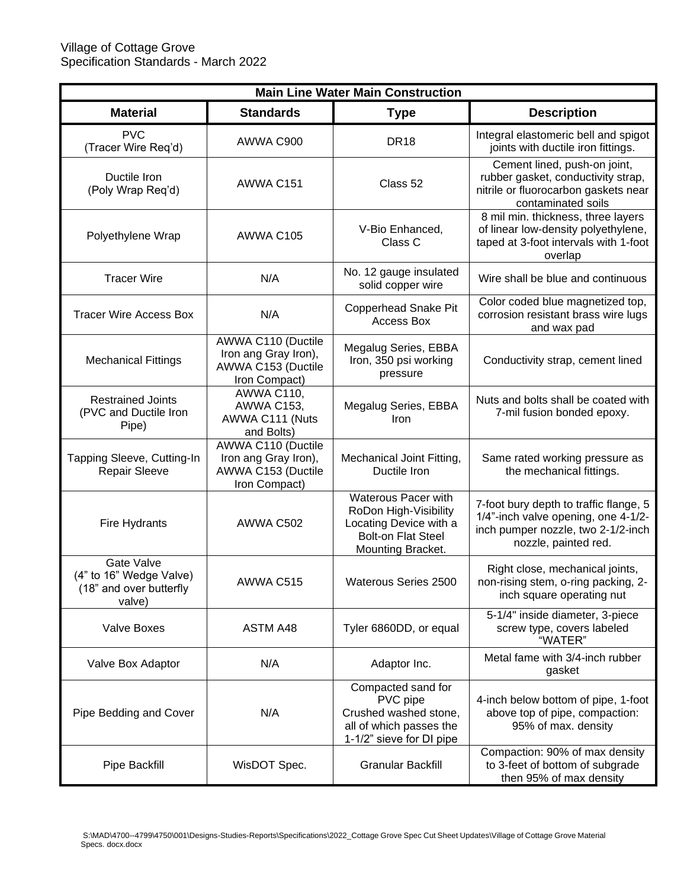Village of Cottage Grove
Specification Standards - March 2022

| Main Line Water Main Construction | | | |
|---|---|---|---|
| **Material** | **Standards** | **Type** | **Description** |
| PVC (Tracer Wire Req'd) | AWWA C900 | DR18 | Integral elastomeric bell and spigot joints with ductile iron fittings. |
| Ductile Iron (Poly Wrap Req'd) | AWWA C151 | Class 52 | Cement lined, push-on joint, rubber gasket, conductivity strap, nitrile or fluorocarbon gaskets near contaminated soils |
| Polyethylene Wrap | AWWA C105 | V-Bio Enhanced, Class C | 8 mil min. thickness, three layers of linear low-density polyethylene, taped at 3-foot intervals with 1-foot overlap |
| Tracer Wire | N/A | No. 12 gauge insulated solid copper wire | Wire shall be blue and continuous |
| Tracer Wire Access Box | N/A | Copperhead Snake Pit Access Box | Color coded blue magnetized top, corrosion resistant brass wire lugs and wax pad |
| Mechanical Fittings | AWWA C110 (Ductile Iron ang Gray Iron), AWWA C153 (Ductile Iron Compact) | Megalug Series, EBBA Iron, 350 psi working pressure | Conductivity strap, cement lined |
| Restrained Joints (PVC and Ductile Iron Pipe) | AWWA C110, AWWA C153, AWWA C111 (Nuts and Bolts) | Megalug Series, EBBA Iron | Nuts and bolts shall be coated with 7-mil fusion bonded epoxy. |
| Tapping Sleeve, Cutting-In Repair Sleeve | AWWA C110 (Ductile Iron ang Gray Iron), AWWA C153 (Ductile Iron Compact) | Mechanical Joint Fitting, Ductile Iron | Same rated working pressure as the mechanical fittings. |
| Fire Hydrants | AWWA C502 | Waterous Pacer with RoDon High-Visibility Locating Device with a Bolt-on Flat Steel Mounting Bracket. | 7-foot bury depth to traffic flange, 5 1/4"-inch valve opening, one 4-1/2-inch pumper nozzle, two 2-1/2-inch nozzle, painted red. |
| Gate Valve (4" to 16" Wedge Valve) (18" and over butterfly valve) | AWWA C515 | Waterous Series 2500 | Right close, mechanical joints, non-rising stem, o-ring packing, 2-inch square operating nut |
| Valve Boxes | ASTM A48 | Tyler 6860DD, or equal | 5-1/4" inside diameter, 3-piece screw type, covers labeled "WATER" |
| Valve Box Adaptor | N/A | Adaptor Inc. | Metal fame with 3/4-inch rubber gasket |
| Pipe Bedding and Cover | N/A | Compacted sand for PVC pipe Crushed washed stone, all of which passes the 1-1/2" sieve for DI pipe | 4-inch below bottom of pipe, 1-foot above top of pipe, compaction: 95% of max. density |
| Pipe Backfill | WisDOT Spec. | Granular Backfill | Compaction: 90% of max density to 3-feet of bottom of subgrade then 95% of max density |

S:\MAD\4700--4799\4750\001\Designs-Studies-Reports\Specifications\2022_Cottage Grove Spec Cut Sheet Updates\Village of Cottage Grove Material Specs. docx.docx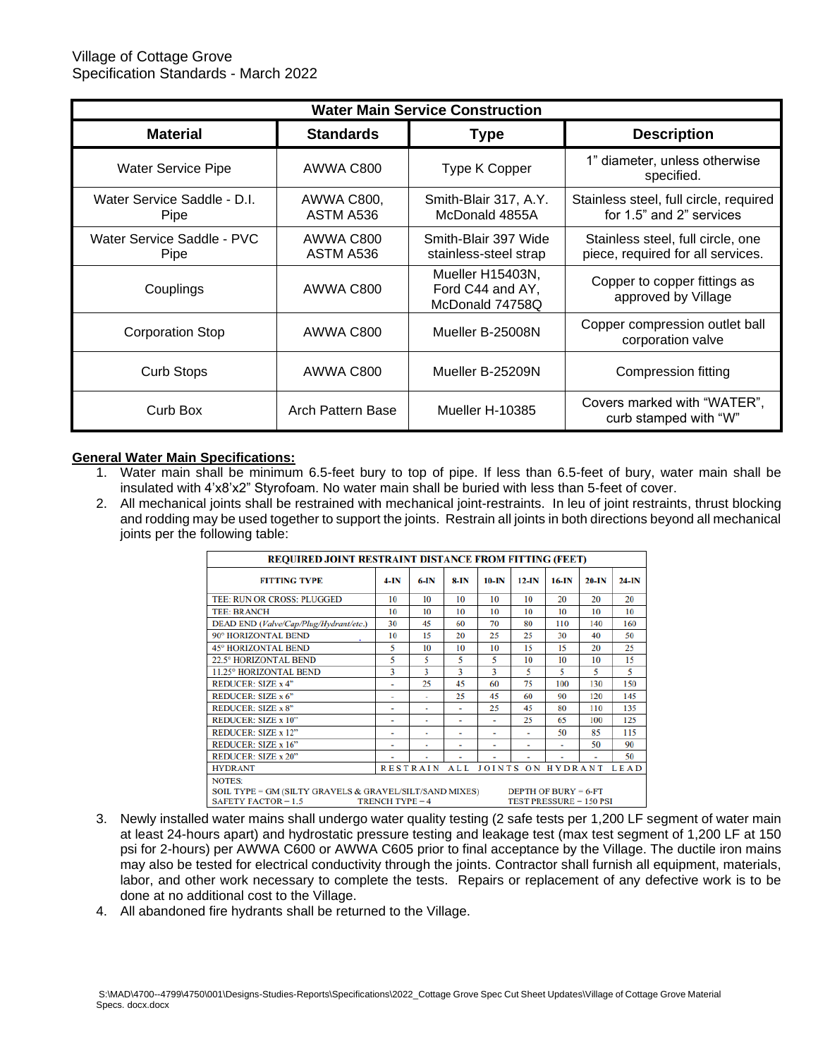Village of Cottage Grove
Specification Standards - March 2022

| Water Main Service Construction | | | |
|---|---|---|---|
| **Material** | **Standards** | **Type** | **Description** |
| Water Service Pipe | AWWA C800 | Type K Copper | 1" diameter, unless otherwise specified. |
| Water Service Saddle - D.I. Pipe | AWWA C800, ASTM A536 | Smith-Blair 317, A.Y. McDonald 4855A | Stainless steel, full circle, required for 1.5" and 2" services |
| Water Service Saddle - PVC Pipe | AWWA C800 ASTM A536 | Smith-Blair 397 Wide stainless-steel strap | Stainless steel, full circle, one piece, required for all services. |
| Couplings | AWWA C800 | Mueller H15403N, Ford C44 and AY, McDonald 74758Q | Copper to copper fittings as approved by Village |
| Corporation Stop | AWWA C800 | Mueller B-25008N | Copper compression outlet ball corporation valve |
| Curb Stops | AWWA C800 | Mueller B-25209N | Compression fitting |
| Curb Box | Arch Pattern Base | Mueller H-10385 | Covers marked with "WATER", curb stamped with "W" |

**General Water Main Specifications:**

1. Water main shall be minimum 6.5-feet bury to top of pipe. If less than 6.5-feet of bury, water main shall be insulated with 4'x8'x2" Styrofoam. No water main shall be buried with less than 5-feet of cover.
2. All mechanical joints shall be restrained with mechanical joint-restraints. In leu of joint restraints, thrust blocking and rodding may be used together to support the joints. Restrain all joints in both directions beyond all mechanical joints per the following table:

| REQUIRED JOINT RESTRAINT DISTANCE FROM FITTING (FEET) | | | | | | | | |
|---|---|---|---|---|---|---|---|---|
| FITTING TYPE | 4-IN | 6-IN | 8-IN | 10-IN | 12-IN | 16-IN | 20-IN | 24-IN |
| TEE: RUN OR CROSS: PLUGGED | 10 | 10 | 10 | 10 | 10 | 20 | 20 | 20 |
| TEE: BRANCH | 10 | 10 | 10 | 10 | 10 | 10 | 10 | 10 |
| DEAD END (*Valve/Cap/Plug/Hydrant/etc.*) | 30 | 45 | 60 | 70 | 80 | 110 | 140 | 160 |
| 90° HORIZONTAL BEND | 10 | 15 | 20 | 25 | 25 | 30 | 40 | 50 |
| 45° HORIZONTAL BEND | 5 | 10 | 10 | 10 | 15 | 15 | 20 | 25 |
| 22.5° HORIZONTAL BEND | 5 | 5 | 5 | 5 | 10 | 10 | 10 | 15 |
| 11.25° HORIZONTAL BEND | 3 | 3 | 3 | 3 | 5 | 5 | 5 | 5 |
| REDUCER: SIZE x 4" | - | 25 | 45 | 60 | 75 | 100 | 130 | 150 |
| REDUCER: SIZE x 6" | - | - | 25 | 45 | 60 | 90 | 120 | 145 |
| REDUCER: SIZE x 8" | - | - | - | 25 | 45 | 80 | 110 | 135 |
| REDUCER: SIZE x 10" | - | - | - | - | 25 | 65 | 100 | 125 |
| REDUCER: SIZE x 12" | - | - | - | - | - | 50 | 85 | 115 |
| REDUCER: SIZE x 16" | - | - | - | - | - | - | 50 | 90 |
| REDUCER: SIZE x 20" | - | - | - | - | - | - | - | 50 |
| HYDRANT | RESTRAIN ALL JOINTS ON HYDRANT LEAD | | | | | | | |
| NOTES: SOIL TYPE = GM (SILTY GRAVELS & GRAVEL/SILT/SAND MIXES); DEPTH OF BURY = 6-FT; SAFETY FACTOR = 1.5; TRENCH TYPE = 4; TEST PRESSURE = 150 PSI | | | | | | | | |

3. Newly installed water mains shall undergo water quality testing (2 safe tests per 1,200 LF segment of water main at least 24-hours apart) and hydrostatic pressure testing and leakage test (max test segment of 1,200 LF at 150 psi for 2-hours) per AWWA C600 or AWWA C605 prior to final acceptance by the Village. The ductile iron mains may also be tested for electrical conductivity through the joints. Contractor shall furnish all equipment, materials, labor, and other work necessary to complete the tests. Repairs or replacement of any defective work is to be done at no additional cost to the Village.
4. All abandoned fire hydrants shall be returned to the Village.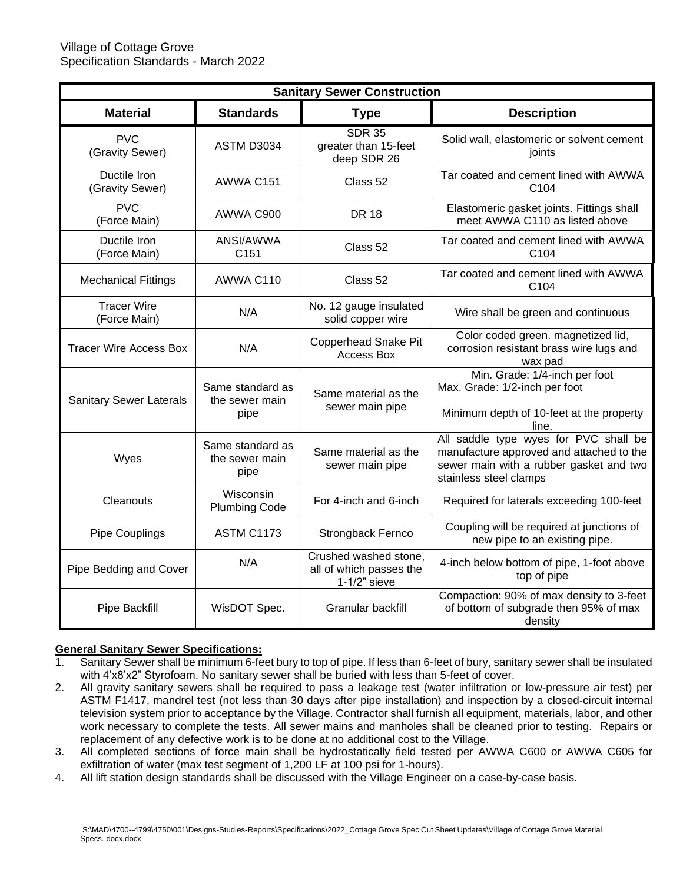Village of Cottage Grove
Specification Standards - March 2022

| Sanitary Sewer Construction | | | |
|---|---|---|---|
| **Material** | **Standards** | **Type** | **Description** |
| PVC (Gravity Sewer) | ASTM D3034 | SDR 35 greater than 15-feet deep SDR 26 | Solid wall, elastomeric or solvent cement joints |
| Ductile Iron (Gravity Sewer) | AWWA C151 | Class 52 | Tar coated and cement lined with AWWA C104 |
| PVC (Force Main) | AWWA C900 | DR 18 | Elastomeric gasket joints. Fittings shall meet AWWA C110 as listed above |
| Ductile Iron (Force Main) | ANSI/AWWA C151 | Class 52 | Tar coated and cement lined with AWWA C104 |
| Mechanical Fittings | AWWA C110 | Class 52 | Tar coated and cement lined with AWWA C104 |
| Tracer Wire (Force Main) | N/A | No. 12 gauge insulated solid copper wire | Wire shall be green and continuous |
| Tracer Wire Access Box | N/A | Copperhead Snake Pit Access Box | Color coded green. magnetized lid, corrosion resistant brass wire lugs and wax pad |
| Sanitary Sewer Laterals | Same standard as the sewer main pipe | Same material as the sewer main pipe | Min. Grade: 1/4-inch per foot<br>Max. Grade: 1/2-inch per foot<br><br>Minimum depth of 10-feet at the property line. |
| Wyes | Same standard as the sewer main pipe | Same material as the sewer main pipe | All saddle type wyes for PVC shall be manufacture approved and attached to the sewer main with a rubber gasket and two stainless steel clamps |
| Cleanouts | Wisconsin Plumbing Code | For 4-inch and 6-inch | Required for laterals exceeding 100-feet |
| Pipe Couplings | ASTM C1173 | Strongback Fernco | Coupling will be required at junctions of new pipe to an existing pipe. |
| Pipe Bedding and Cover | N/A | Crushed washed stone, all of which passes the 1-1/2" sieve | 4-inch below bottom of pipe, 1-foot above top of pipe |
| Pipe Backfill | WisDOT Spec. | Granular backfill | Compaction: 90% of max density to 3-feet of bottom of subgrade then 95% of max density |

**General Sanitary Sewer Specifications:**

1. Sanitary Sewer shall be minimum 6-feet bury to top of pipe. If less than 6-feet of bury, sanitary sewer shall be insulated with 4'x8'x2" Styrofoam. No sanitary sewer shall be buried with less than 5-feet of cover.
2. All gravity sanitary sewers shall be required to pass a leakage test (water infiltration or low-pressure air test) per ASTM F1417, mandrel test (not less than 30 days after pipe installation) and inspection by a closed-circuit internal television system prior to acceptance by the Village. Contractor shall furnish all equipment, materials, labor, and other work necessary to complete the tests. All sewer mains and manholes shall be cleaned prior to testing. Repairs or replacement of any defective work is to be done at no additional cost to the Village.
3. All completed sections of force main shall be hydrostatically field tested per AWWA C600 or AWWA C605 for exfiltration of water (max test segment of 1,200 LF at 100 psi for 1-hours).
4. All lift station design standards shall be discussed with the Village Engineer on a case-by-case basis.

S:\MAD\4700--4799\4750\001\Designs-Studies-Reports\Specifications\2022_Cottage Grove Spec Cut Sheet Updates\Village of Cottage Grove Material Specs. docx.docx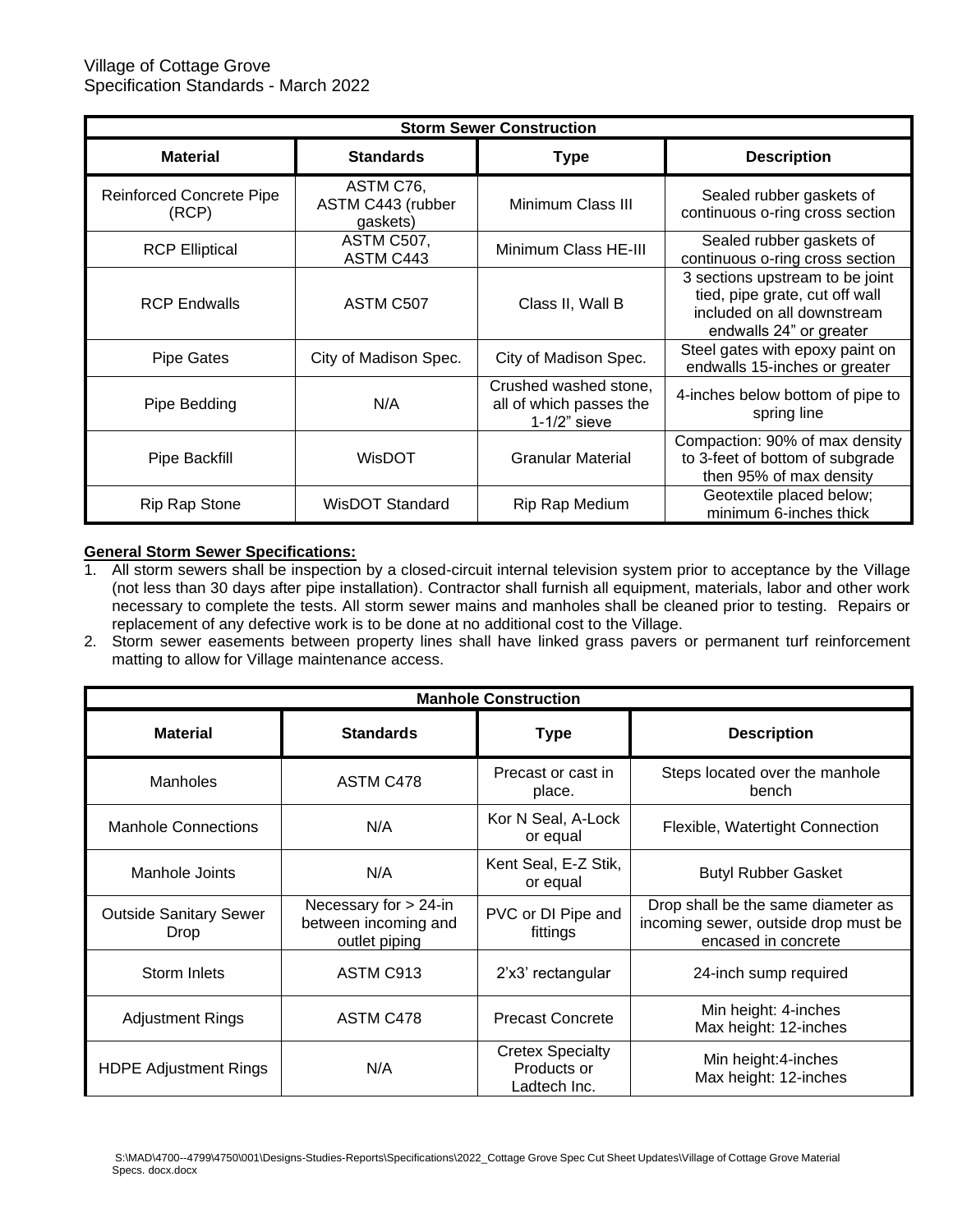Village of Cottage Grove
Specification Standards - March 2022

| Storm Sewer Construction | | | |
|---|---|---|---|
| **Material** | **Standards** | **Type** | **Description** |
| Reinforced Concrete Pipe (RCP) | ASTM C76, ASTM C443 (rubber gaskets) | Minimum Class III | Sealed rubber gaskets of continuous o-ring cross section |
| RCP Elliptical | ASTM C507, ASTM C443 | Minimum Class HE-III | Sealed rubber gaskets of continuous o-ring cross section |
| RCP Endwalls | ASTM C507 | Class II, Wall B | 3 sections upstream to be joint tied, pipe grate, cut off wall included on all downstream endwalls 24" or greater |
| Pipe Gates | City of Madison Spec. | City of Madison Spec. | Steel gates with epoxy paint on endwalls 15-inches or greater |
| Pipe Bedding | N/A | Crushed washed stone, all of which passes the 1-1/2" sieve | 4-inches below bottom of pipe to spring line |
| Pipe Backfill | WisDOT | Granular Material | Compaction: 90% of max density to 3-feet of bottom of subgrade then 95% of max density |
| Rip Rap Stone | WisDOT Standard | Rip Rap Medium | Geotextile placed below; minimum 6-inches thick |

**General Storm Sewer Specifications:**

1. All storm sewers shall be inspection by a closed-circuit internal television system prior to acceptance by the Village (not less than 30 days after pipe installation). Contractor shall furnish all equipment, materials, labor and other work necessary to complete the tests. All storm sewer mains and manholes shall be cleaned prior to testing. Repairs or replacement of any defective work is to be done at no additional cost to the Village.
2. Storm sewer easements between property lines shall have linked grass pavers or permanent turf reinforcement matting to allow for Village maintenance access.

| Manhole Construction | | | |
|---|---|---|---|
| **Material** | **Standards** | **Type** | **Description** |
| Manholes | ASTM C478 | Precast or cast in place. | Steps located over the manhole bench |
| Manhole Connections | N/A | Kor N Seal, A-Lock or equal | Flexible, Watertight Connection |
| Manhole Joints | N/A | Kent Seal, E-Z Stik, or equal | Butyl Rubber Gasket |
| Outside Sanitary Sewer Drop | Necessary for > 24-in between incoming and outlet piping | PVC or DI Pipe and fittings | Drop shall be the same diameter as incoming sewer, outside drop must be encased in concrete |
| Storm Inlets | ASTM C913 | 2'x3' rectangular | 24-inch sump required |
| Adjustment Rings | ASTM C478 | Precast Concrete | Min height: 4-inches<br>Max height: 12-inches |
| HDPE Adjustment Rings | N/A | Cretex Specialty Products or Ladtech Inc. | Min height:4-inches<br>Max height: 12-inches |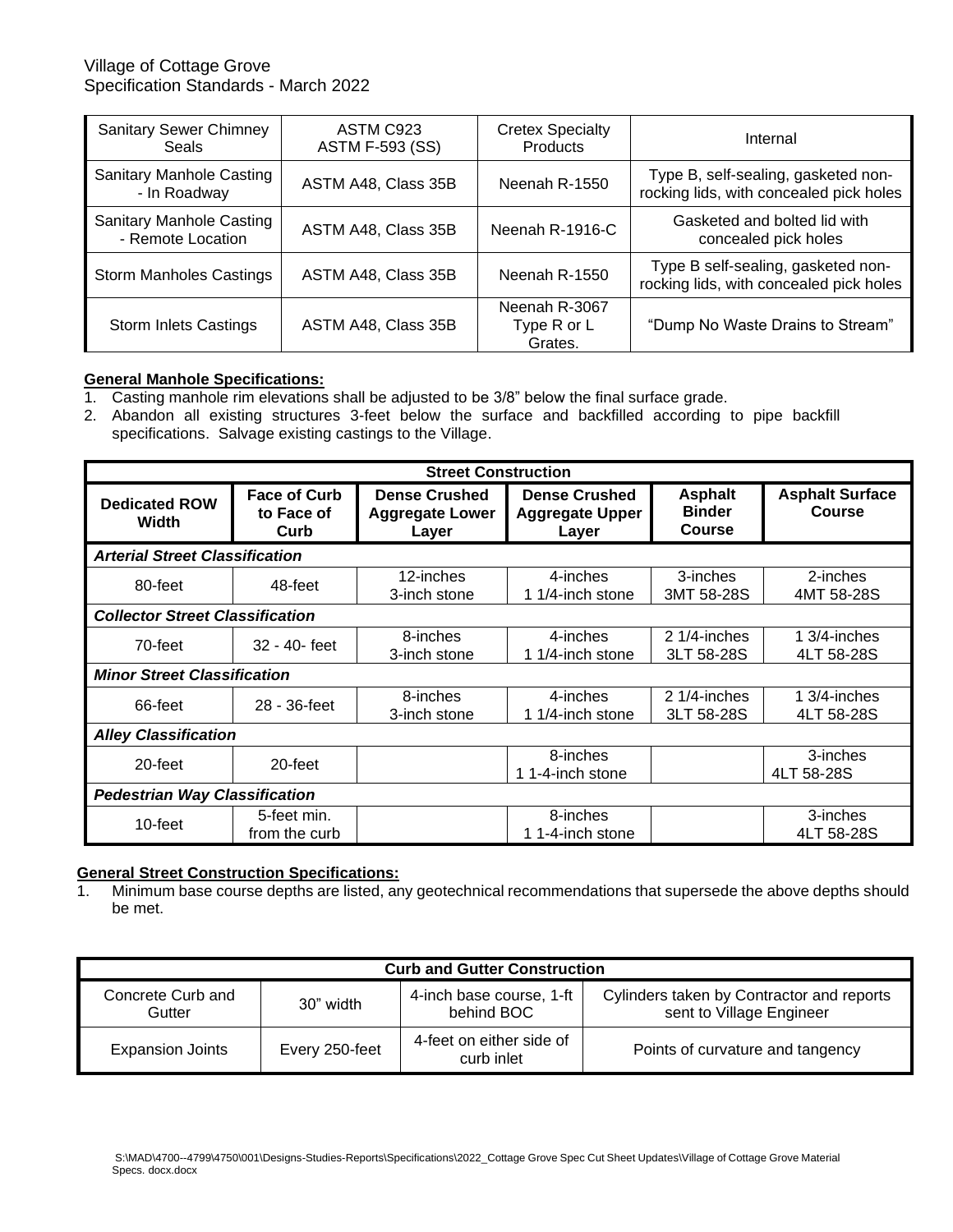| Sanitary Sewer Chimney Seals | ASTM C923<br>ASTM F-593 (SS) | Cretex Specialty Products | Internal |
|---|---|---|---|
| Sanitary Manhole Casting - In Roadway | ASTM A48, Class 35B | Neenah R-1550 | Type B, self-sealing, gasketed non-rocking lids, with concealed pick holes |
| Sanitary Manhole Casting - Remote Location | ASTM A48, Class 35B | Neenah R-1916-C | Gasketed and bolted lid with concealed pick holes |
| Storm Manholes Castings | ASTM A48, Class 35B | Neenah R-1550 | Type B self-sealing, gasketed non-rocking lids, with concealed pick holes |
| Storm Inlets Castings | ASTM A48, Class 35B | Neenah R-3067 Type R or L Grates. | "Dump No Waste Drains to Stream" |

**General Manhole Specifications:**

1. Casting manhole rim elevations shall be adjusted to be 3/8" below the final surface grade.
2. Abandon all existing structures 3-feet below the surface and backfilled according to pipe backfill specifications. Salvage existing castings to the Village.

| Street Construction | | | | | |
|---|---|---|---|---|---|
| **Dedicated ROW Width** | **Face of Curb to Face of Curb** | **Dense Crushed Aggregate Lower Layer** | **Dense Crushed Aggregate Upper Layer** | **Asphalt Binder Course** | **Asphalt Surface Course** |
| ***Arterial Street Classification*** | | | | | |
| 80-feet | 48-feet | 12-inches<br>3-inch stone | 4-inches<br>1 1/4-inch stone | 3-inches<br>3MT 58-28S | 2-inches<br>4MT 58-28S |
| ***Collector Street Classification*** | | | | | |
| 70-feet | 32 - 40- feet | 8-inches<br>3-inch stone | 4-inches<br>1 1/4-inch stone | 2 1/4-inches<br>3LT 58-28S | 1 3/4-inches<br>4LT 58-28S |
| ***Minor Street Classification*** | | | | | |
| 66-feet | 28 - 36-feet | 8-inches<br>3-inch stone | 4-inches<br>1 1/4-inch stone | 2 1/4-inches<br>3LT 58-28S | 1 3/4-inches<br>4LT 58-28S |
| ***Alley Classification*** | | | | | |
| 20-feet | 20-feet | | 8-inches<br>1 1-4-inch stone | | 3-inches<br>4LT 58-28S |
| ***Pedestrian Way Classification*** | | | | | |
| 10-feet | 5-feet min.<br>from the curb | | 8-inches<br>1 1-4-inch stone | | 3-inches<br>4LT 58-28S |

**General Street Construction Specifications:**

1. Minimum base course depths are listed, any geotechnical recommendations that supersede the above depths should be met.

| Curb and Gutter Construction | | | |
|---|---|---|---|
| Concrete Curb and Gutter | 30" width | 4-inch base course, 1-ft behind BOC | Cylinders taken by Contractor and reports sent to Village Engineer |
| Expansion Joints | Every 250-feet | 4-feet on either side of curb inlet | Points of curvature and tangency |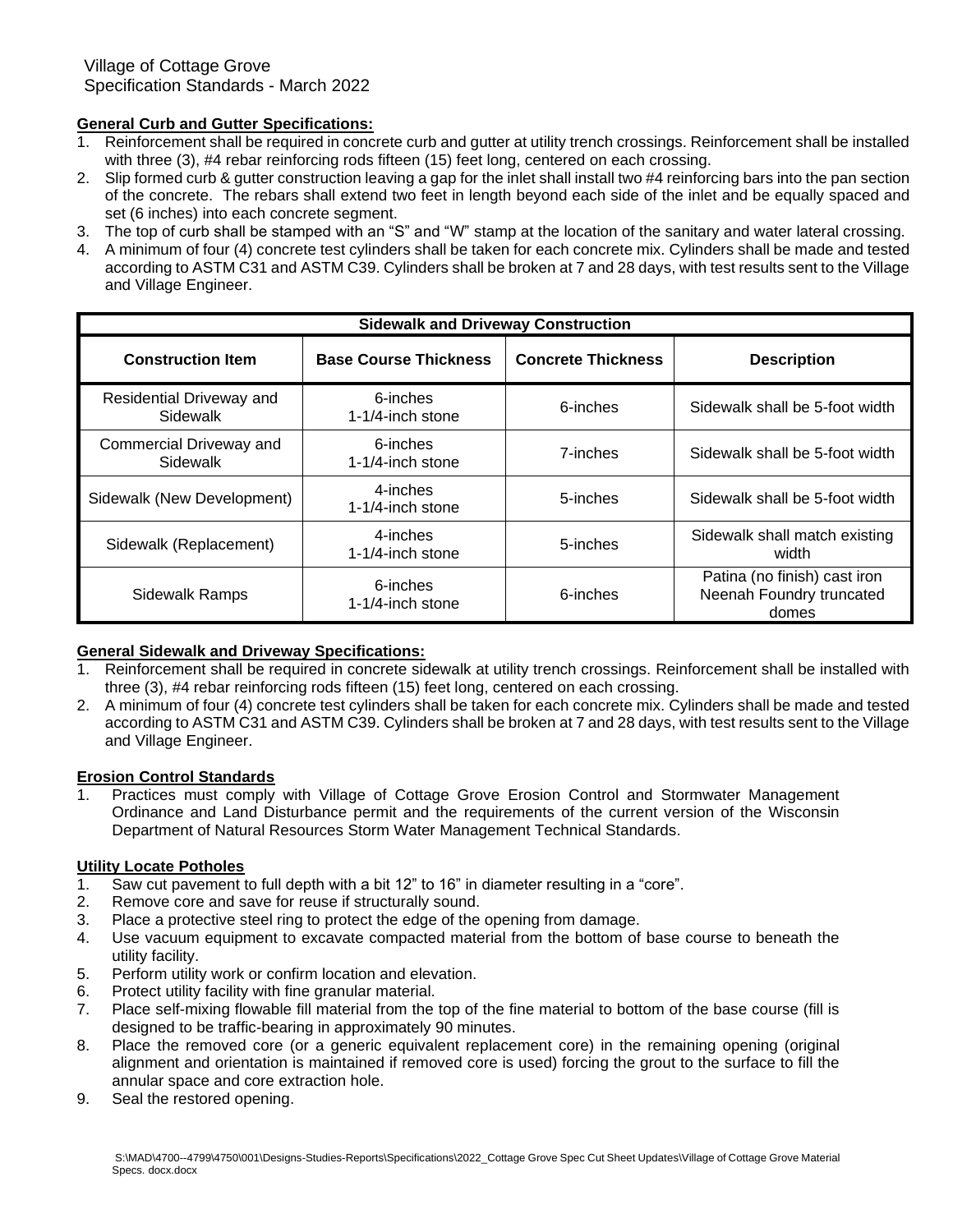Village of Cottage Grove
Specification Standards - March 2022

**General Curb and Gutter Specifications:**

1. Reinforcement shall be required in concrete curb and gutter at utility trench crossings. Reinforcement shall be installed with three (3), #4 rebar reinforcing rods fifteen (15) feet long, centered on each crossing.
2. Slip formed curb & gutter construction leaving a gap for the inlet shall install two #4 reinforcing bars into the pan section of the concrete. The rebars shall extend two feet in length beyond each side of the inlet and be equally spaced and set (6 inches) into each concrete segment.
3. The top of curb shall be stamped with an "S" and "W" stamp at the location of the sanitary and water lateral crossing.
4. A minimum of four (4) concrete test cylinders shall be taken for each concrete mix. Cylinders shall be made and tested according to ASTM C31 and ASTM C39. Cylinders shall be broken at 7 and 28 days, with test results sent to the Village and Village Engineer.

| Sidewalk and Driveway Construction | | | |
|---|---|---|---|
| **Construction Item** | **Base Course Thickness** | **Concrete Thickness** | **Description** |
| Residential Driveway and Sidewalk | 6-inches 1-1/4-inch stone | 6-inches | Sidewalk shall be 5-foot width |
| Commercial Driveway and Sidewalk | 6-inches 1-1/4-inch stone | 7-inches | Sidewalk shall be 5-foot width |
| Sidewalk (New Development) | 4-inches 1-1/4-inch stone | 5-inches | Sidewalk shall be 5-foot width |
| Sidewalk (Replacement) | 4-inches 1-1/4-inch stone | 5-inches | Sidewalk shall match existing width |
| Sidewalk Ramps | 6-inches 1-1/4-inch stone | 6-inches | Patina (no finish) cast iron Neenah Foundry truncated domes |

**General Sidewalk and Driveway Specifications:**

1. Reinforcement shall be required in concrete sidewalk at utility trench crossings. Reinforcement shall be installed with three (3), #4 rebar reinforcing rods fifteen (15) feet long, centered on each crossing.
2. A minimum of four (4) concrete test cylinders shall be taken for each concrete mix. Cylinders shall be made and tested according to ASTM C31 and ASTM C39. Cylinders shall be broken at 7 and 28 days, with test results sent to the Village and Village Engineer.

**Erosion Control Standards**

1. Practices must comply with Village of Cottage Grove Erosion Control and Stormwater Management Ordinance and Land Disturbance permit and the requirements of the current version of the Wisconsin Department of Natural Resources Storm Water Management Technical Standards.

**Utility Locate Potholes**

1. Saw cut pavement to full depth with a bit 12" to 16" in diameter resulting in a "core".
2. Remove core and save for reuse if structurally sound.
3. Place a protective steel ring to protect the edge of the opening from damage.
4. Use vacuum equipment to excavate compacted material from the bottom of base course to beneath the utility facility.
5. Perform utility work or confirm location and elevation.
6. Protect utility facility with fine granular material.
7. Place self-mixing flowable fill material from the top of the fine material to bottom of the base course (fill is designed to be traffic-bearing in approximately 90 minutes.
8. Place the removed core (or a generic equivalent replacement core) in the remaining opening (original alignment and orientation is maintained if removed core is used) forcing the grout to the surface to fill the annular space and core extraction hole.
9. Seal the restored opening.

S:\MAD\4700--4799\4750\001\Designs-Studies-Reports\Specifications\2022_Cottage Grove Spec Cut Sheet Updates\Village of Cottage Grove Material Specs. docx.docx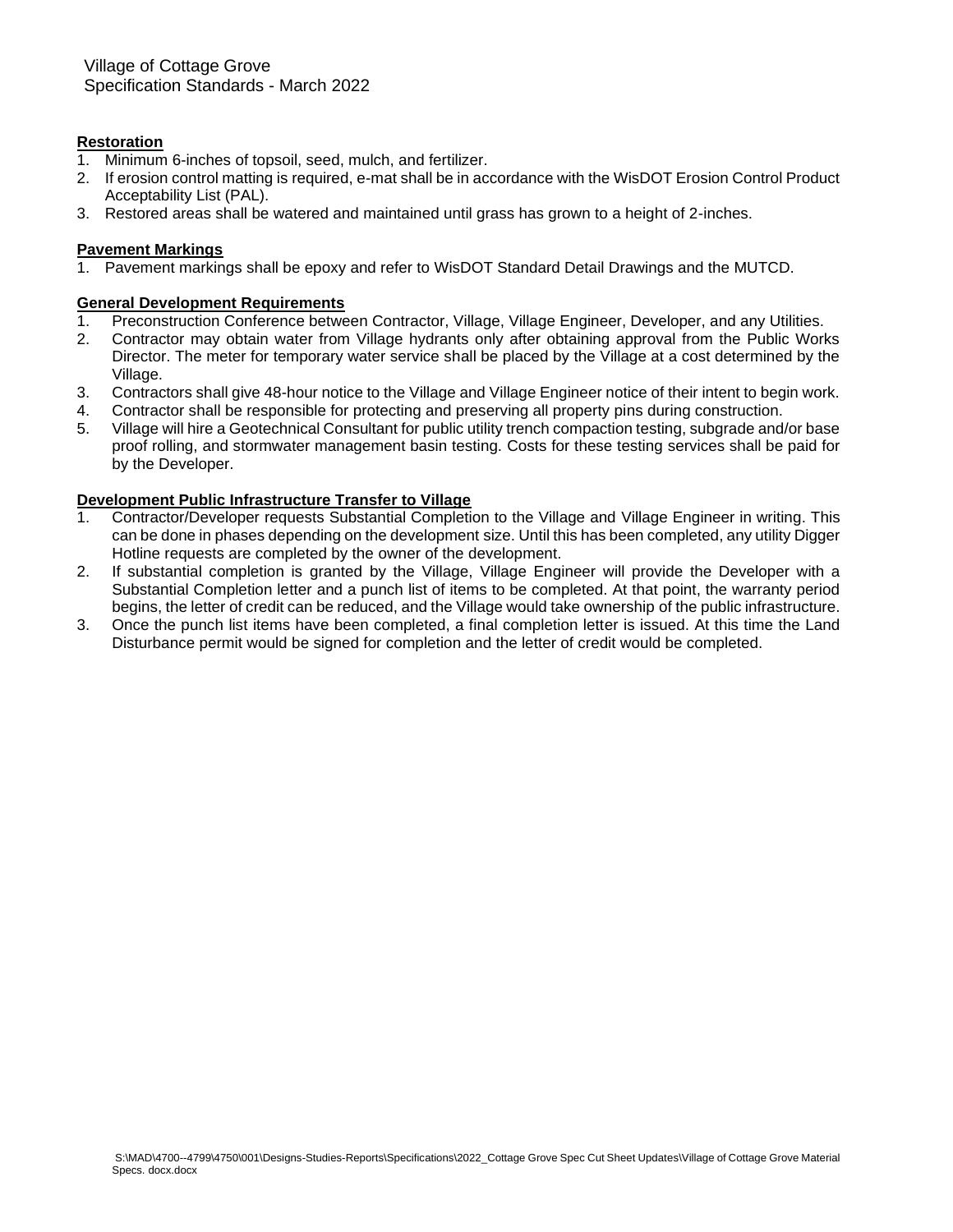**Restoration**

1. Minimum 6-inches of topsoil, seed, mulch, and fertilizer.
2. If erosion control matting is required, e-mat shall be in accordance with the WisDOT Erosion Control Product Acceptability List (PAL).
3. Restored areas shall be watered and maintained until grass has grown to a height of 2-inches.

**Pavement Markings**

1. Pavement markings shall be epoxy and refer to WisDOT Standard Detail Drawings and the MUTCD.

**General Development Requirements**

1. Preconstruction Conference between Contractor, Village, Village Engineer, Developer, and any Utilities.
2. Contractor may obtain water from Village hydrants only after obtaining approval from the Public Works Director. The meter for temporary water service shall be placed by the Village at a cost determined by the Village.
3. Contractors shall give 48-hour notice to the Village and Village Engineer notice of their intent to begin work.
4. Contractor shall be responsible for protecting and preserving all property pins during construction.
5. Village will hire a Geotechnical Consultant for public utility trench compaction testing, subgrade and/or base proof rolling, and stormwater management basin testing. Costs for these testing services shall be paid for by the Developer.

**Development Public Infrastructure Transfer to Village**

1. Contractor/Developer requests Substantial Completion to the Village and Village Engineer in writing. This can be done in phases depending on the development size. Until this has been completed, any utility Digger Hotline requests are completed by the owner of the development.
2. If substantial completion is granted by the Village, Village Engineer will provide the Developer with a Substantial Completion letter and a punch list of items to be completed. At that point, the warranty period begins, the letter of credit can be reduced, and the Village would take ownership of the public infrastructure.
3. Once the punch list items have been completed, a final completion letter is issued. At this time the Land Disturbance permit would be signed for completion and the letter of credit would be completed.